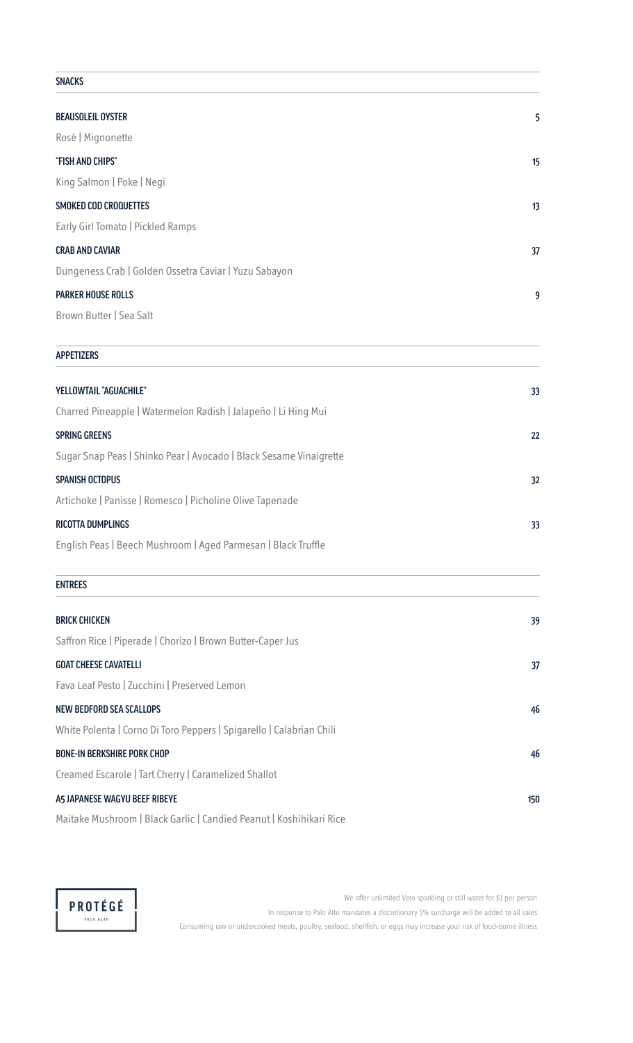## SNACKS

**BEAUSOLEIL OYSTER** 5

Rosé | Mignonette

**"FISH AND CHIPS"** 15

King Salmon | Poke | Negi

**SMOKED COD CROQUETTES** 13

Early Girl Tomato | Pickled Ramps

**CRAB AND CAVIAR** 37

Dungeness Crab | Golden Ossetra Caviar | Yuzu Sabayon

**PARKER HOUSE ROLLS** 9

Brown Butter | Sea Salt

## APPETIZERS

**YELLOWTAIL "AGUACHILE"** 33

Charred Pineapple | Watermelon Radish | Jalapeño | Li Hing Mui

**SPRING GREENS** 22

Sugar Snap Peas | Shinko Pear | Avocado | Black Sesame Vinaigrette

**SPANISH OCTOPUS** 32

Artichoke | Panisse | Romesco | Picholine Olive Tapenade

**RICOTTA DUMPLINGS** 33

English Peas | Beech Mushroom | Aged Parmesan | Black Truffle

## ENTREES

**BRICK CHICKEN** 39

Saffron Rice | Piperade | Chorizo | Brown Butter-Caper Jus

**GOAT CHEESE CAVATELLI** 37

Fava Leaf Pesto | Zucchini | Preserved Lemon

**NEW BEDFORD SEA SCALLOPS** 46

White Polenta | Corno Di Toro Peppers | Spigarello | Calabrian Chili

**BONE-IN BERKSHIRE PORK CHOP** 46

Creamed Escarole | Tart Cherry | Caramelized Shallot

**A5 JAPANESE WAGYU BEEF RIBEYE** 150

Maitake Mushroom | Black Garlic | Candied Peanut | Koshihikari Rice

**PROTÉGÉ**
PALO ALTO

We offer unlimited Vero sparkling or still water for $1 per person

In response to Palo Alto mandates a discretionary 5% surcharge will be added to all sales

Consuming raw or undercooked meats, poultry, seafood, shellfish, or eggs may increase your risk of food-borne illness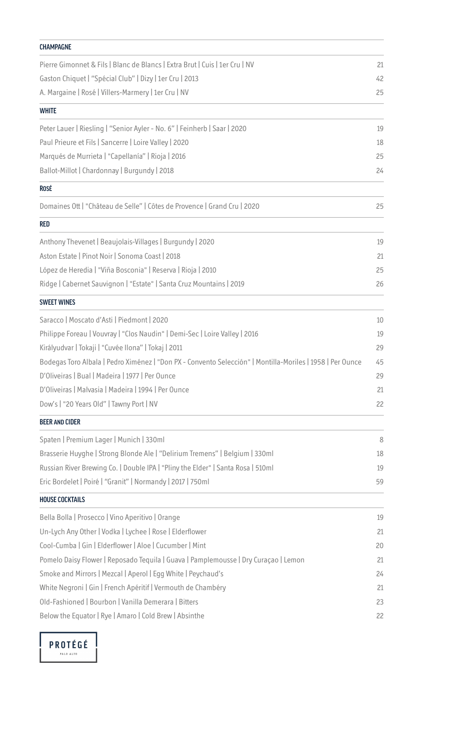## CHAMPAGNE

| | |
|---|---|
| Pierre Gimonnet & Fils \| Blanc de Blancs \| Extra Brut \| Cuis \| 1er Cru \| NV | 21 |
| Gaston Chiquet \| "Spécial Club" \| Dizy \| 1er Cru \| 2013 | 42 |
| A. Margaine \| Rosé \| Villers-Marmery \| 1er Cru \| NV | 25 |

## WHITE

| | |
|---|---|
| Peter Lauer \| Riesling \| "Senior Ayler - No. 6" \| Feinherb \| Saar \| 2020 | 19 |
| Paul Prieure et Fils \| Sancerre \| Loire Valley \| 2020 | 18 |
| Marqués de Murrieta \| "Capellanía" \| Rioja \| 2016 | 25 |
| Ballot-Millot \| Chardonnay \| Burgundy \| 2018 | 24 |

## ROSÉ

| | |
|---|---|
| Domaines Ott \| "Château de Selle" \| Côtes de Provence \| Grand Cru \| 2020 | 25 |

## RED

| | |
|---|---|
| Anthony Thevenet \| Beaujolais-Villages \| Burgundy \| 2020 | 19 |
| Aston Estate \| Pinot Noir \| Sonoma Coast \| 2018 | 21 |
| López de Heredia \| "Viña Bosconia" \| Reserva \| Rioja \| 2010 | 25 |
| Ridge \| Cabernet Sauvignon \| "Estate" \| Santa Cruz Mountains \| 2019 | 26 |

## SWEET WINES

| | |
|---|---|
| Saracco \| Moscato d'Asti \| Piedmont \| 2020 | 10 |
| Philippe Foreau \| Vouvray \| "Clos Naudin" \| Demi-Sec \| Loire Valley \| 2016 | 19 |
| Királyudvar \| Tokaji \| "Cuvée Ilona" \| Tokaj \| 2011 | 29 |
| Bodegas Toro Albala \| Pedro Ximénez \| "Don PX - Convento Selección" \| Montilla-Moriles \| 1958 \| Per Ounce | 45 |
| D'Oliveiras \| Bual \| Madeira \| 1977 \| Per Ounce | 29 |
| D'Oliveiras \| Malvasia \| Madeira \| 1994 \| Per Ounce | 21 |
| Dow's \| "20 Years Old" \| Tawny Port \| NV | 22 |

## BEER AND CIDER

| | |
|---|---|
| Spaten \| Premium Lager \| Munich \| 330ml | 8 |
| Brasserie Huyghe \| Strong Blonde Ale \| "Delirium Tremens" \| Belgium \| 330ml | 18 |
| Russian River Brewing Co. \| Double IPA \| "Pliny the Elder" \| Santa Rosa \| 510ml | 19 |
| Eric Bordelet \| Poiré \| "Granit" \| Normandy \| 2017 \| 750ml | 59 |

## HOUSE COCKTAILS

| | |
|---|---|
| Bella Bolla \| Prosecco \| Vino Aperitivo \| Orange | 19 |
| Un-Lych Any Other \| Vodka \| Lychee \| Rose \| Elderflower | 21 |
| Cool-Cumba \| Gin \| Elderflower \| Aloe \| Cucumber \| Mint | 20 |
| Pomelo Daisy Flower \| Reposado Tequila \| Guava \| Pamplemousse \| Dry Curaçao \| Lemon | 21 |
| Smoke and Mirrors \| Mezcal \| Aperol \| Egg White \| Peychaud's | 24 |
| White Negroni \| Gin \| French Apéritif \| Vermouth de Chambéry | 21 |
| Old-Fashioned \| Bourbon \| Vanilla Demerara \| Bitters | 23 |
| Below the Equator \| Rye \| Amaro \| Cold Brew \| Absinthe | 22 |

PROTÉGÉ
PALO ALTO